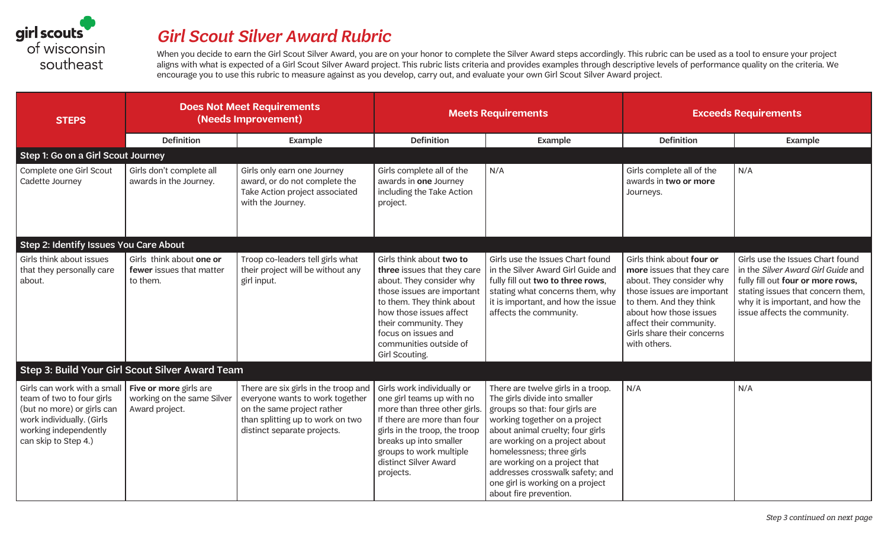girl scouts of wisconsin southeast

# Girl Scout Silver Award Rubric

When you decide to earn the Girl Scout Silver Award, you are on your honor to complete the Silver Award steps accordingly. This rubric can be used as a tool to ensure your project aligns with what is expected of a Girl Scout Silver Award project. This rubric lists criteria and provides examples through descriptive levels of performance quality on the criteria. We encourage you to use this rubric to measure against as you develop, carry out, and evaluate your own Girl Scout Silver Award project.

| STEPS | Does Not Meet Requirements (Needs Improvement) | | Meets Requirements | | Exceeds Requirements | |
|---|---|---|---|---|---|---|
| | Definition | Example | Definition | Example | Definition | Example |
| **Step 1: Go on a Girl Scout Journey** | | | | | | |
| Complete one Girl Scout Cadette Journey | Girls don't complete all awards in the Journey. | Girls only earn one Journey award, or do not complete the Take Action project associated with the Journey. | Girls complete all of the awards in **one** Journey including the Take Action project. | N/A | Girls complete all of the awards in **two or more** Journeys. | N/A |
| **Step 2: Identify Issues You Care About** | | | | | | |
| Girls think about issues that they personally care about. | Girls think about **one or fewer** issues that matter to them. | Troop co-leaders tell girls what their project will be without any girl input. | Girls think about **two to three** issues that they care about. They consider why those issues are important to them. They think about how those issues affect their community. They focus on issues and communities outside of Girl Scouting. | Girls use the Issues Chart found in the Silver Award Girl Guide and fully fill out **two to three rows**, stating what concerns them, why it is important, and how the issue affects the community. | Girls think about **four or more** issues that they care about. They consider why those issues are important to them. And they think about how those issues affect their community. Girls share their concerns with others. | Girls use the Issues Chart found in the *Silver Award Girl Guide* and fully fill out **four or more rows,** stating issues that concern them, why it is important, and how the issue affects the community. |
| **Step 3: Build Your Girl Scout Silver Award Team** | | | | | | |
| Girls can work with a small team of two to four girls (but no more) or girls can work individually. (Girls working independently can skip to Step 4.) | **Five or more** girls are working on the same Silver Award project. | There are six girls in the troop and everyone wants to work together on the same project rather than splitting up to work on two distinct separate projects. | Girls work individually or one girl teams up with no more than three other girls. If there are more than four girls in the troop, the troop breaks up into smaller groups to work multiple distinct Silver Award projects. | There are twelve girls in a troop. The girls divide into smaller groups so that: four girls are working together on a project about animal cruelty; four girls are working on a project about homelessness; three girls are working on a project that addresses crosswalk safety; and one girl is working on a project about fire prevention. | N/A | N/A |

*Step 3 continued on next page*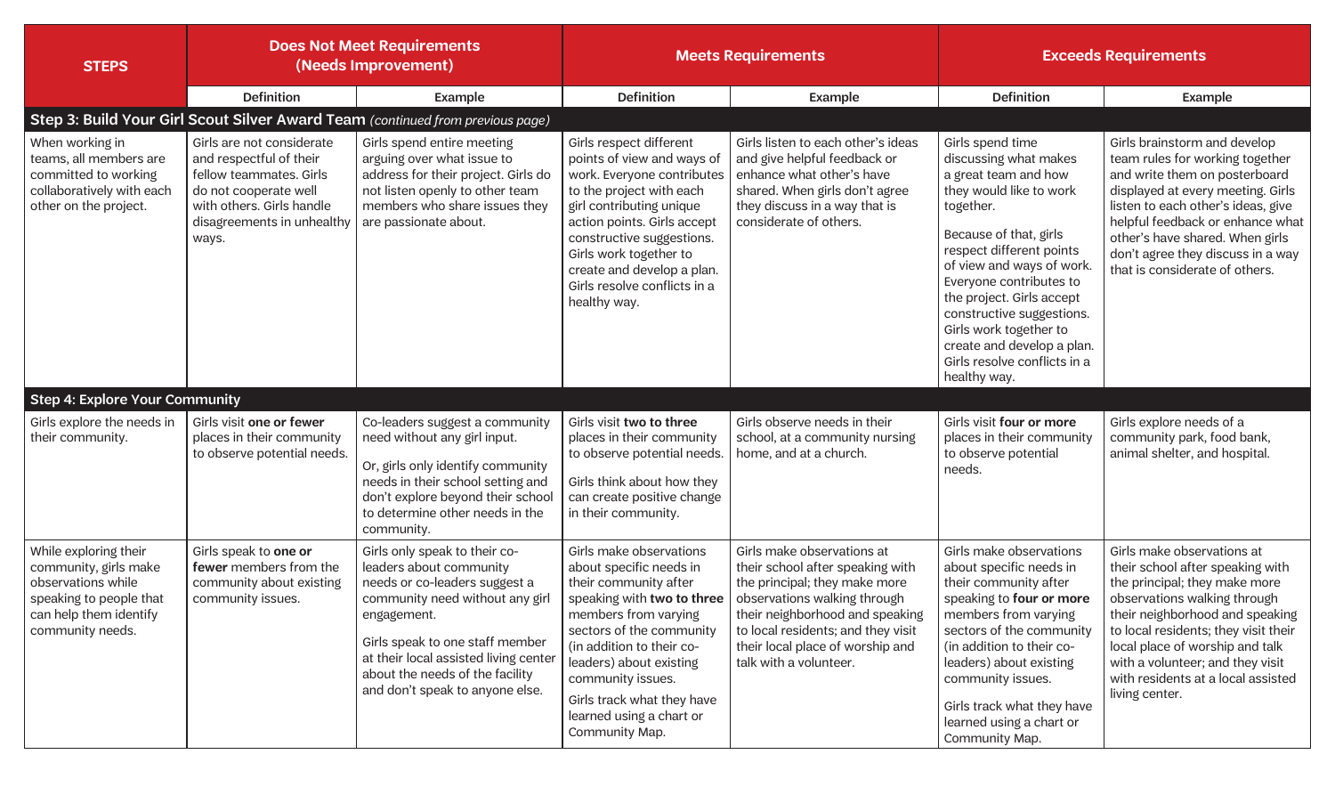| STEPS | Does Not Meet Requirements (Needs Improvement) | | Meets Requirements | | Exceeds Requirements | |
|---|---|---|---|---|---|---|
| | Definition | Example | Definition | Example | Definition | Example |
| **Step 3: Build Your Girl Scout Silver Award Team** *(continued from previous page)* | | | | | | |
| When working in teams, all members are committed to working collaboratively with each other on the project. | Girls are not considerate and respectful of their fellow teammates. Girls do not cooperate well with others. Girls handle disagreements in unhealthy ways. | Girls spend entire meeting arguing over what issue to address for their project. Girls do not listen openly to other team members who share issues they are passionate about. | Girls respect different points of view and ways of work. Everyone contributes to the project with each girl contributing unique action points. Girls accept constructive suggestions. Girls work together to create and develop a plan. Girls resolve conflicts in a healthy way. | Girls listen to each other's ideas and give helpful feedback or enhance what other's have shared. When girls don't agree they discuss in a way that is considerate of others. | Girls spend time discussing what makes a great team and how they would like to work together.<br><br>Because of that, girls respect different points of view and ways of work. Everyone contributes to the project. Girls accept constructive suggestions. Girls work together to create and develop a plan. Girls resolve conflicts in a healthy way. | Girls brainstorm and develop team rules for working together and write them on posterboard displayed at every meeting. Girls listen to each other's ideas, give helpful feedback or enhance what other's have shared. When girls don't agree they discuss in a way that is considerate of others. |
| **Step 4: Explore Your Community** | | | | | | |
| Girls explore the needs in their community. | Girls visit **one or fewer** places in their community to observe potential needs. | Co-leaders suggest a community need without any girl input.<br><br>Or, girls only identify community needs in their school setting and don't explore beyond their school to determine other needs in the community. | Girls visit **two to three** places in their community to observe potential needs.<br><br>Girls think about how they can create positive change in their community. | Girls observe needs in their school, at a community nursing home, and at a church. | Girls visit **four or more** places in their community to observe potential needs. | Girls explore needs of a community park, food bank, animal shelter, and hospital. |
| While exploring their community, girls make observations while speaking to people that can help them identify community needs. | Girls speak to **one or fewer** members from the community about existing community issues. | Girls only speak to their co-leaders about community needs or co-leaders suggest a community need without any girl engagement.<br><br>Girls speak to one staff member at their local assisted living center about the needs of the facility and don't speak to anyone else. | Girls make observations about specific needs in their community after speaking with **two to three** members from varying sectors of the community (in addition to their co-leaders) about existing community issues.<br><br>Girls track what they have learned using a chart or Community Map. | Girls make observations at their school after speaking with the principal; they make more observations walking through their neighborhood and speaking to local residents; and they visit their local place of worship and talk with a volunteer. | Girls make observations about specific needs in their community after speaking to **four or more** members from varying sectors of the community (in addition to their co-leaders) about existing community issues.<br><br>Girls track what they have learned using a chart or Community Map. | Girls make observations at their school after speaking with the principal; they make more observations walking through their neighborhood and speaking to local residents; they visit their local place of worship and talk with a volunteer; and they visit with residents at a local assisted living center. |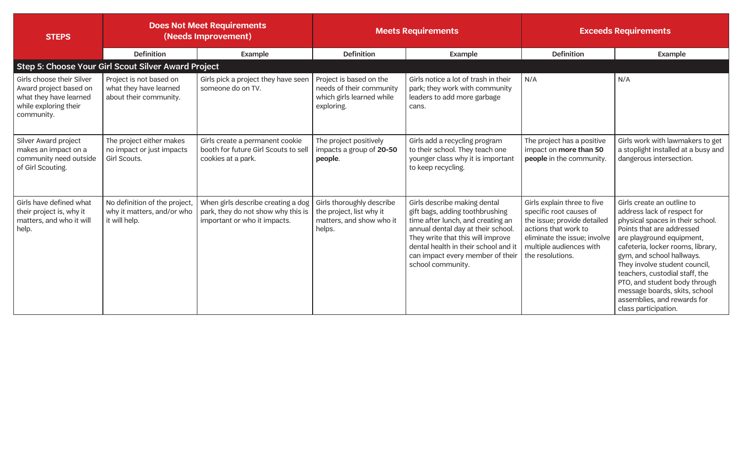| STEPS | Does Not Meet Requirements (Needs Improvement) | | Meets Requirements | | Exceeds Requirements | |
|---|---|---|---|---|---|---|
| | Definition | Example | Definition | Example | Definition | Example |
| **Step 5: Choose Your Girl Scout Silver Award Project** | | | | | | |
| Girls choose their Silver Award project based on what they have learned while exploring their community. | Project is not based on what they have learned about their community. | Girls pick a project they have seen someone do on TV. | Project is based on the needs of their community which girls learned while exploring. | Girls notice a lot of trash in their park; they work with community leaders to add more garbage cans. | N/A | N/A |
| Silver Award project makes an impact on a community need outside of Girl Scouting. | The project either makes no impact or just impacts Girl Scouts. | Girls create a permanent cookie booth for future Girl Scouts to sell cookies at a park. | The project positively impacts a group of **20-50 people**. | Girls add a recycling program to their school. They teach one younger class why it is important to keep recycling. | The project has a positive impact on **more than 50 people** in the community. | Girls work with lawmakers to get a stoplight installed at a busy and dangerous intersection. |
| Girls have defined what their project is, why it matters, and who it will help. | No definition of the project, why it matters, and/or who it will help. | When girls describe creating a dog park, they do not show why this is important or who it impacts. | Girls thoroughly describe the project, list why it matters, and show who it helps. | Girls describe making dental gift bags, adding toothbrushing time after lunch, and creating an annual dental day at their school. They write that this will improve dental health in their school and it can impact every member of their school community. | Girls explain three to five specific root causes of the issue; provide detailed actions that work to eliminate the issue; involve multiple audiences with the resolutions. | Girls create an outline to address lack of respect for physical spaces in their school. Points that are addressed are playground equipment, cafeteria, locker rooms, library, gym, and school hallways. They involve student council, teachers, custodial staff, the PTO, and student body through message boards, skits, school assemblies, and rewards for class participation. |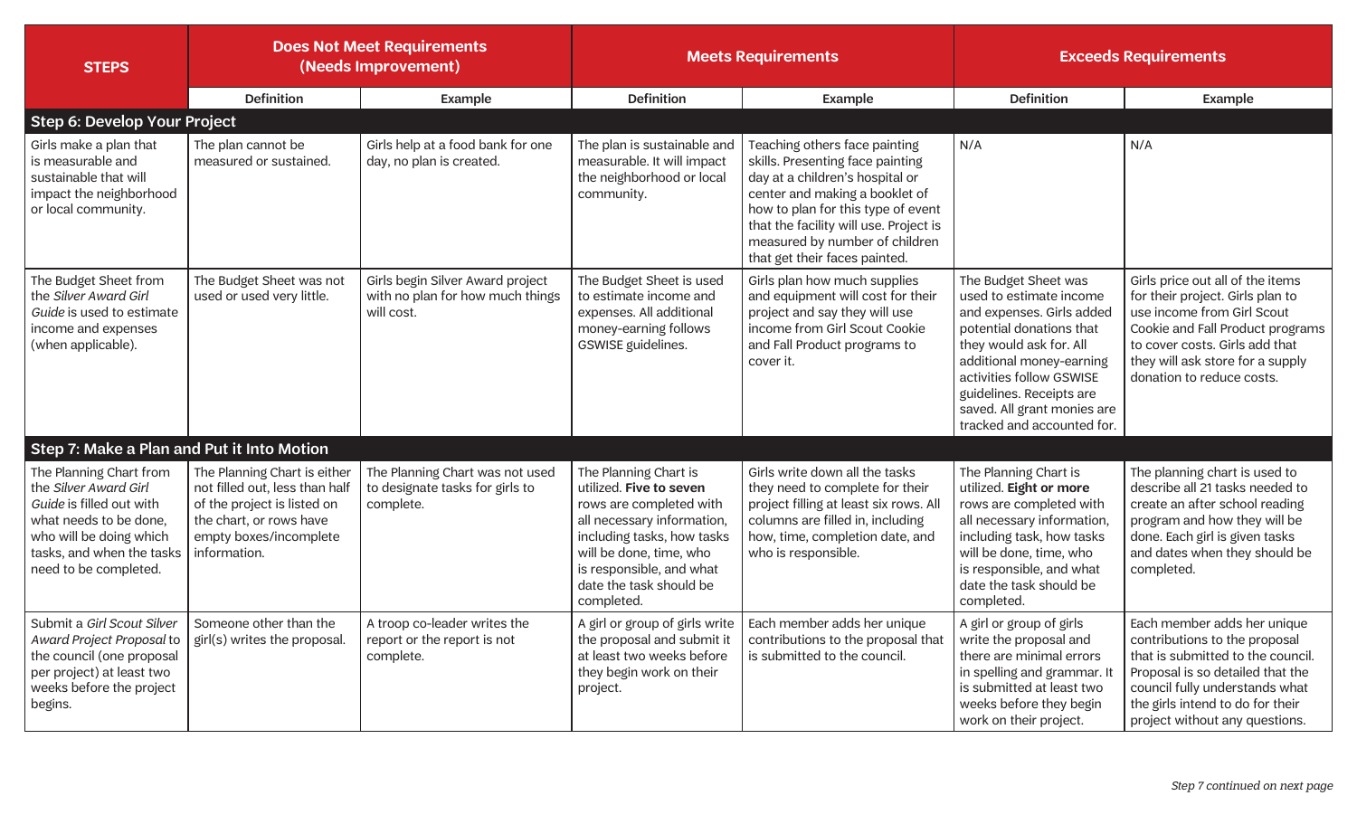| STEPS | Does Not Meet Requirements (Needs Improvement) | | Meets Requirements | | Exceeds Requirements | |
|---|---|---|---|---|---|---|
| | Definition | Example | Definition | Example | Definition | Example |
| **Step 6: Develop Your Project** | | | | | | |
| Girls make a plan that is measurable and sustainable that will impact the neighborhood or local community. | The plan cannot be measured or sustained. | Girls help at a food bank for one day, no plan is created. | The plan is sustainable and measurable. It will impact the neighborhood or local community. | Teaching others face painting skills. Presenting face painting day at a children's hospital or center and making a booklet of how to plan for this type of event that the facility will use. Project is measured by number of children that get their faces painted. | N/A | N/A |
| The Budget Sheet from the *Silver Award Girl Guide* is used to estimate income and expenses (when applicable). | The Budget Sheet was not used or used very little. | Girls begin Silver Award project with no plan for how much things will cost. | The Budget Sheet is used to estimate income and expenses. All additional money-earning follows GSWISE guidelines. | Girls plan how much supplies and equipment will cost for their project and say they will use income from Girl Scout Cookie and Fall Product programs to cover it. | The Budget Sheet was used to estimate income and expenses. Girls added potential donations that they would ask for. All additional money-earning activities follow GSWISE guidelines. Receipts are saved. All grant monies are tracked and accounted for. | Girls price out all of the items for their project. Girls plan to use income from Girl Scout Cookie and Fall Product programs to cover costs. Girls add that they will ask store for a supply donation to reduce costs. |
| **Step 7: Make a Plan and Put it Into Motion** | | | | | | |
| The Planning Chart from the *Silver Award Girl Guide* is filled out with what needs to be done, who will be doing which tasks, and when the tasks need to be completed. | The Planning Chart is either not filled out, less than half of the project is listed on the chart, or rows have empty boxes/incomplete information. | The Planning Chart was not used to designate tasks for girls to complete. | The Planning Chart is utilized. **Five to seven** rows are completed with all necessary information, including tasks, how tasks will be done, time, who is responsible, and what date the task should be completed. | Girls write down all the tasks they need to complete for their project filling at least six rows. All columns are filled in, including how, time, completion date, and who is responsible. | The Planning Chart is utilized. **Eight or more** rows are completed with all necessary information, including task, how tasks will be done, time, who is responsible, and what date the task should be completed. | The planning chart is used to describe all 21 tasks needed to create an after school reading program and how they will be done. Each girl is given tasks and dates when they should be completed. |
| Submit a *Girl Scout Silver Award Project Proposal* to the council (one proposal per project) at least two weeks before the project begins. | Someone other than the girl(s) writes the proposal. | A troop co-leader writes the report or the report is not complete. | A girl or group of girls write the proposal and submit it at least two weeks before they begin work on their project. | Each member adds her unique contributions to the proposal that is submitted to the council. | A girl or group of girls write the proposal and there are minimal errors in spelling and grammar. It is submitted at least two weeks before they begin work on their project. | Each member adds her unique contributions to the proposal that is submitted to the council. Proposal is so detailed that the council fully understands what the girls intend to do for their project without any questions. |

*Step 7 continued on next page*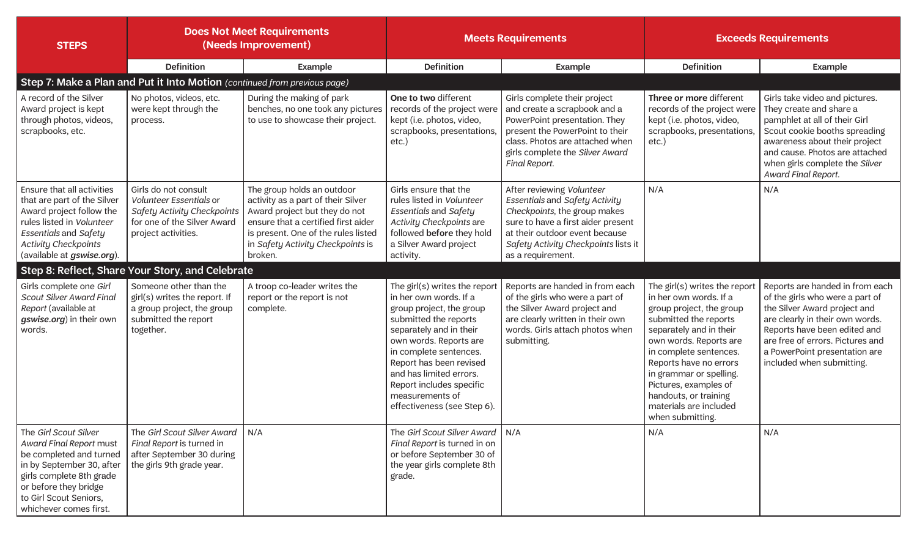| STEPS | Does Not Meet Requirements (Needs Improvement) | | Meets Requirements | | Exceeds Requirements | |
|---|---|---|---|---|---|---|
| | Definition | Example | Definition | Example | Definition | Example |
| **Step 7: Make a Plan and Put it Into Motion** *(continued from previous page)* | | | | | | |
| A record of the Silver Award project is kept through photos, videos, scrapbooks, etc. | No photos, videos, etc. were kept through the process. | During the making of park benches, no one took any pictures to use to showcase their project. | **One to two** different records of the project were kept (i.e. photos, video, scrapbooks, presentations, etc.) | Girls complete their project and create a scrapbook and a PowerPoint presentation. They present the PowerPoint to their class. Photos are attached when girls complete the *Silver Award Final Report.* | **Three or more** different records of the project were kept (i.e. photos, video, scrapbooks, presentations, etc.) | Girls take video and pictures. They create and share a pamphlet at all of their Girl Scout cookie booths spreading awareness about their project and cause. Photos are attached when girls complete the *Silver Award Final Report.* |
| Ensure that all activities that are part of the Silver Award project follow the rules listed in *Volunteer Essentials* and *Safety Activity Checkpoints* (available at ***gswise.org***). | Girls do not consult *Volunteer Essentials* or *Safety Activity Checkpoints* for one of the Silver Award project activities. | The group holds an outdoor activity as a part of their Silver Award project but they do not ensure that a certified first aider is present. One of the rules listed in *Safety Activity Checkpoints* is broken. | Girls ensure that the rules listed in *Volunteer Essentials* and *Safety Activity Checkpoints* are followed **before** they hold a Silver Award project activity. | After reviewing *Volunteer Essentials* and *Safety Activity Checkpoints,* the group makes sure to have a first aider present at their outdoor event because *Safety Activity Checkpoints* lists it as a requirement. | N/A | N/A |
| **Step 8: Reflect, Share Your Story, and Celebrate** | | | | | | |
| Girls complete one *Girl Scout Silver Award Final Report* (available at ***gswise.org***) in their own words. | Someone other than the girl(s) writes the report. If a group project, the group submitted the report together. | A troop co-leader writes the report or the report is not complete. | The girl(s) writes the report in her own words. If a group project, the group submitted the reports separately and in their own words. Reports are in complete sentences. Report has been revised and has limited errors. Report includes specific measurements of effectiveness (see Step 6). | Reports are handed in from each of the girls who were a part of the Silver Award project and are clearly written in their own words. Girls attach photos when submitting. | The girl(s) writes the report in her own words. If a group project, the group submitted the reports separately and in their own words. Reports are in complete sentences. Reports have no errors in grammar or spelling. Pictures, examples of handouts, or training materials are included when submitting. | Reports are handed in from each of the girls who were a part of the Silver Award project and are clearly in their own words. Reports have been edited and are free of errors. Pictures and a PowerPoint presentation are included when submitting. |
| The *Girl Scout Silver Award Final Report* must be completed and turned in by September 30, after girls complete 8th grade or before they bridge to Girl Scout Seniors, whichever comes first. | The *Girl Scout Silver Award Final Report* is turned in after September 30 during the girls 9th grade year. | N/A | The *Girl Scout Silver Award Final Report* is turned in on or before September 30 of the year girls complete 8th grade. | N/A | N/A | N/A |